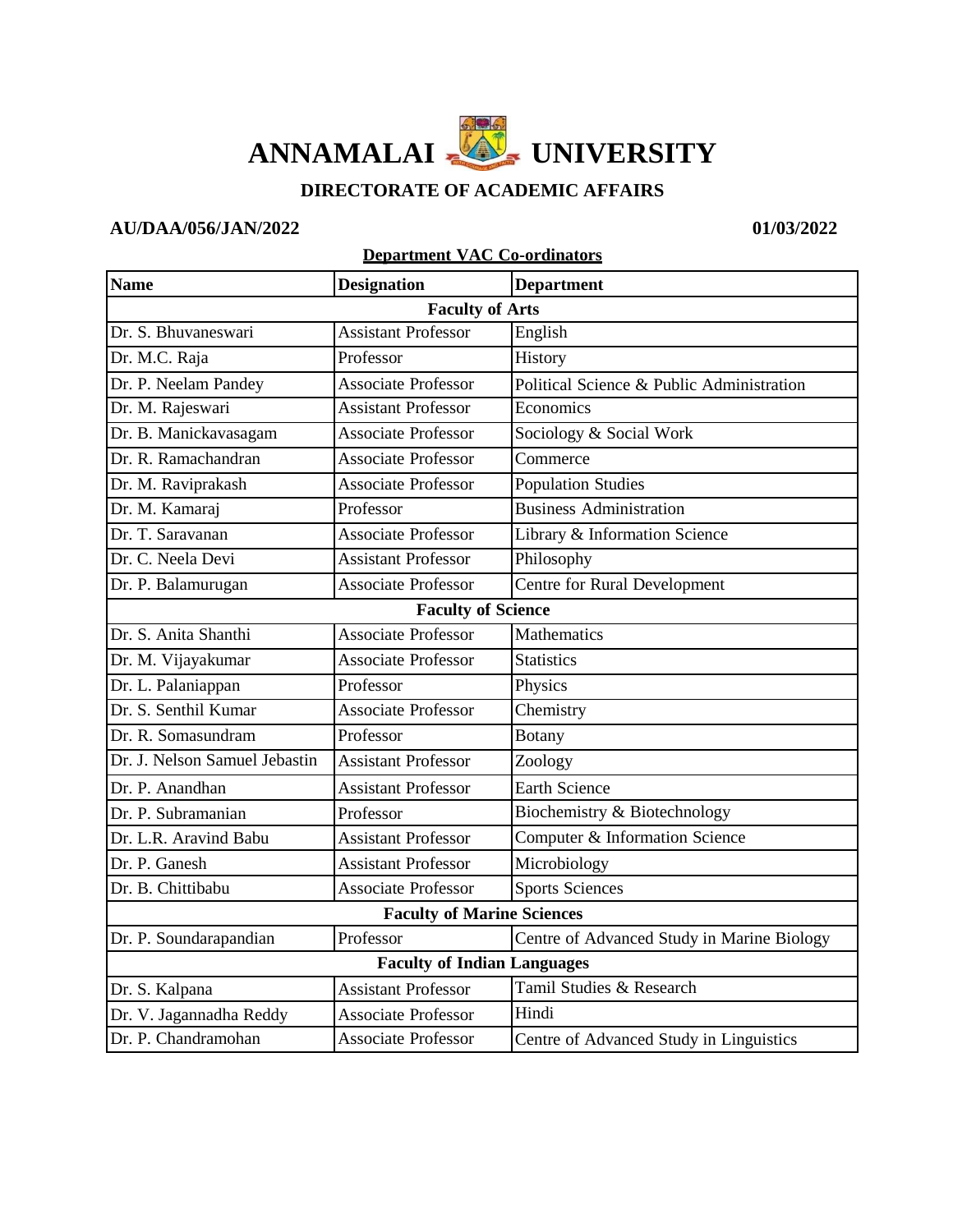# ANNAMALAI UNIVERSITY

## DIRECTORATE OF ACADEMIC AFFAIRS

**AU/DAA/056/JAN/2022** **01/03/2022**

**Department VAC Co-ordinators**

| Name | Designation | Department |
|---|---|---|
| **Faculty of Arts** | | |
| Dr. S. Bhuvaneswari | Assistant Professor | English |
| Dr. M.C. Raja | Professor | History |
| Dr. P. Neelam Pandey | Associate Professor | Political Science & Public Administration |
| Dr. M. Rajeswari | Assistant Professor | Economics |
| Dr. B. Manickavasagam | Associate Professor | Sociology & Social Work |
| Dr. R. Ramachandran | Associate Professor | Commerce |
| Dr. M. Raviprakash | Associate Professor | Population Studies |
| Dr. M. Kamaraj | Professor | Business Administration |
| Dr. T. Saravanan | Associate Professor | Library & Information Science |
| Dr. C. Neela Devi | Assistant Professor | Philosophy |
| Dr. P. Balamurugan | Associate Professor | Centre for Rural Development |
| **Faculty of Science** | | |
| Dr. S. Anita Shanthi | Associate Professor | Mathematics |
| Dr. M. Vijayakumar | Associate Professor | Statistics |
| Dr. L. Palaniappan | Professor | Physics |
| Dr. S. Senthil Kumar | Associate Professor | Chemistry |
| Dr. R. Somasundram | Professor | Botany |
| Dr. J. Nelson Samuel Jebastin | Assistant Professor | Zoology |
| Dr. P. Anandhan | Assistant Professor | Earth Science |
| Dr. P. Subramanian | Professor | Biochemistry & Biotechnology |
| Dr. L.R. Aravind Babu | Assistant Professor | Computer & Information Science |
| Dr. P. Ganesh | Assistant Professor | Microbiology |
| Dr. B. Chittibabu | Associate Professor | Sports Sciences |
| **Faculty of Marine Sciences** | | |
| Dr. P. Soundarapandian | Professor | Centre of Advanced Study in Marine Biology |
| **Faculty of Indian Languages** | | |
| Dr. S. Kalpana | Assistant Professor | Tamil Studies & Research |
| Dr. V. Jagannadha Reddy | Associate Professor | Hindi |
| Dr. P. Chandramohan | Associate Professor | Centre of Advanced Study in Linguistics |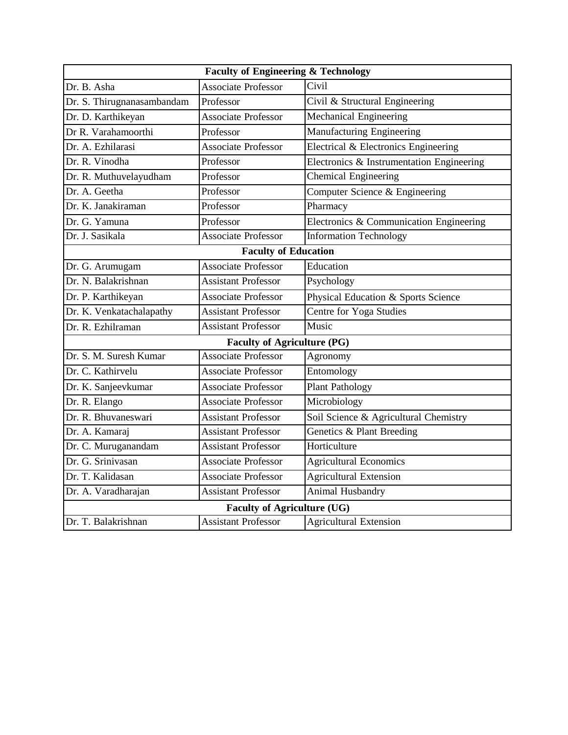| | | |
|---|---|---|
| **Faculty of Engineering & Technology** | | |
| Dr. B. Asha | Associate Professor | Civil |
| Dr. S. Thirugnanasambandam | Professor | Civil & Structural Engineering |
| Dr. D. Karthikeyan | Associate Professor | Mechanical Engineering |
| Dr R. Varahamoorthi | Professor | Manufacturing Engineering |
| Dr. A. Ezhilarasi | Associate Professor | Electrical & Electronics Engineering |
| Dr. R. Vinodha | Professor | Electronics & Instrumentation Engineering |
| Dr. R. Muthuvelayudham | Professor | Chemical Engineering |
| Dr. A. Geetha | Professor | Computer Science & Engineering |
| Dr. K. Janakiraman | Professor | Pharmacy |
| Dr. G. Yamuna | Professor | Electronics & Communication Engineering |
| Dr. J. Sasikala | Associate Professor | Information Technology |
| **Faculty of Education** | | |
| Dr. G. Arumugam | Associate Professor | Education |
| Dr. N. Balakrishnan | Assistant Professor | Psychology |
| Dr. P. Karthikeyan | Associate Professor | Physical Education & Sports Science |
| Dr. K. Venkatachalapathy | Assistant Professor | Centre for Yoga Studies |
| Dr. R. Ezhilraman | Assistant Professor | Music |
| **Faculty of Agriculture (PG)** | | |
| Dr. S. M. Suresh Kumar | Associate Professor | Agronomy |
| Dr. C. Kathirvelu | Associate Professor | Entomology |
| Dr. K. Sanjeevkumar | Associate Professor | Plant Pathology |
| Dr. R. Elango | Associate Professor | Microbiology |
| Dr. R. Bhuvaneswari | Assistant Professor | Soil Science & Agricultural Chemistry |
| Dr. A. Kamaraj | Assistant Professor | Genetics & Plant Breeding |
| Dr. C. Muruganandam | Assistant Professor | Horticulture |
| Dr. G. Srinivasan | Associate Professor | Agricultural Economics |
| Dr. T. Kalidasan | Associate Professor | Agricultural Extension |
| Dr. A. Varadharajan | Assistant Professor | Animal Husbandry |
| **Faculty of Agriculture (UG)** | | |
| Dr. T. Balakrishnan | Assistant Professor | Agricultural Extension |